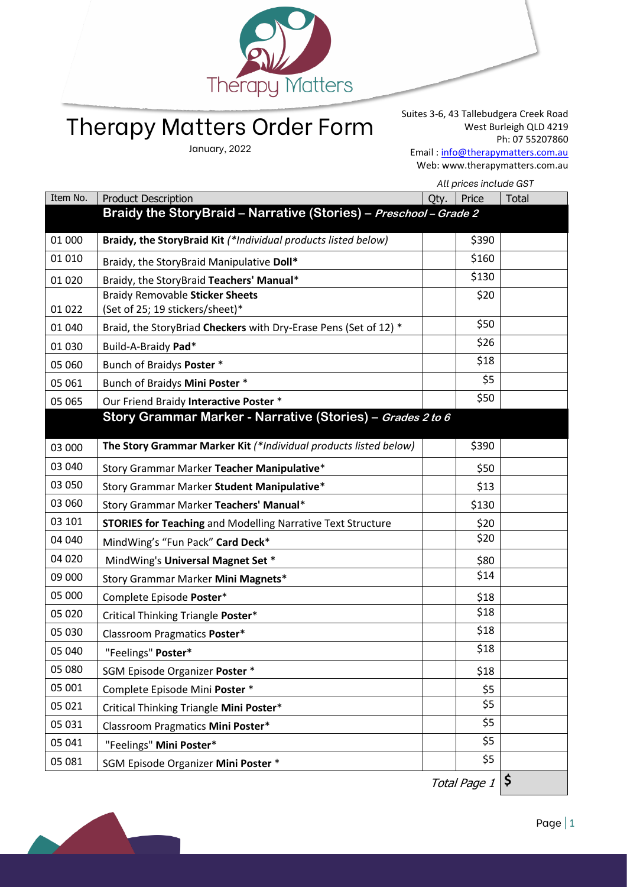# Therapy Matters Order Form

January, 2022

Suites 3-6, 43 Tallebudgera Creek Road
West Burleigh QLD 4219
Ph: 07 55207860
Email : info@therapymatters.com.au
Web: www.therapymatters.com.au

*All prices include GST*

| Item No. | Product Description | Qty. | Price | Total |
|---|---|---|---|---|
| | **Braidy the StoryBraid – Narrative (Stories) –** ***Preschool – Grade 2*** | | | |
| 01 000 | **Braidy, the StoryBraid Kit** *(\*Individual products listed below)* | | $390 | |
| 01 010 | Braidy, the StoryBraid Manipulative **Doll*** | | $160 | |
| 01 020 | Braidy, the StoryBraid **Teachers' Manual*** | | $130 | |
| 01 022 | **Braidy Removable Sticker Sheets** (Set of 25; 19 stickers/sheet)* | | $20 | |
| 01 040 | Braid, the StoryBriad **Checkers** with Dry-Erase Pens (Set of 12) * | | $50 | |
| 01 030 | Build-A-Braidy **Pad*** | | $26 | |
| 05 060 | Bunch of Braidys **Poster** * | | $18 | |
| 05 061 | Bunch of Braidys **Mini Poster** * | | $5 | |
| 05 065 | Our Friend Braidy **Interactive Poster** * | | $50 | |
| | **Story Grammar Marker - Narrative (Stories) –** ***Grades 2 to 6*** | | | |
| 03 000 | **The Story Grammar Marker Kit** *(\*Individual products listed below)* | | $390 | |
| 03 040 | Story Grammar Marker **Teacher Manipulative*** | | $50 | |
| 03 050 | Story Grammar Marker **Student Manipulative*** | | $13 | |
| 03 060 | Story Grammar Marker **Teachers' Manual*** | | $130 | |
| 03 101 | **STORIES for Teaching** and Modelling Narrative Text Structure | | $20 | |
| 04 040 | MindWing's "Fun Pack" **Card Deck*** | | $20 | |
| 04 020 | MindWing's **Universal Magnet Set** * | | $80 | |
| 09 000 | Story Grammar Marker **Mini Magnets*** | | $14 | |
| 05 000 | Complete Episode **Poster*** | | $18 | |
| 05 020 | Critical Thinking Triangle **Poster*** | | $18 | |
| 05 030 | Classroom Pragmatics **Poster*** | | $18 | |
| 05 040 | "Feelings" **Poster*** | | $18 | |
| 05 080 | SGM Episode Organizer **Poster** * | | $18 | |
| 05 001 | Complete Episode Mini **Poster** * | | $5 | |
| 05 021 | Critical Thinking Triangle **Mini Poster*** | | $5 | |
| 05 031 | Classroom Pragmatics **Mini Poster*** | | $5 | |
| 05 041 | "Feelings" **Mini Poster*** | | $5 | |
| 05 081 | SGM Episode Organizer **Mini Poster** * | | $5 | |
| | | | *Total Page 1* | **$** |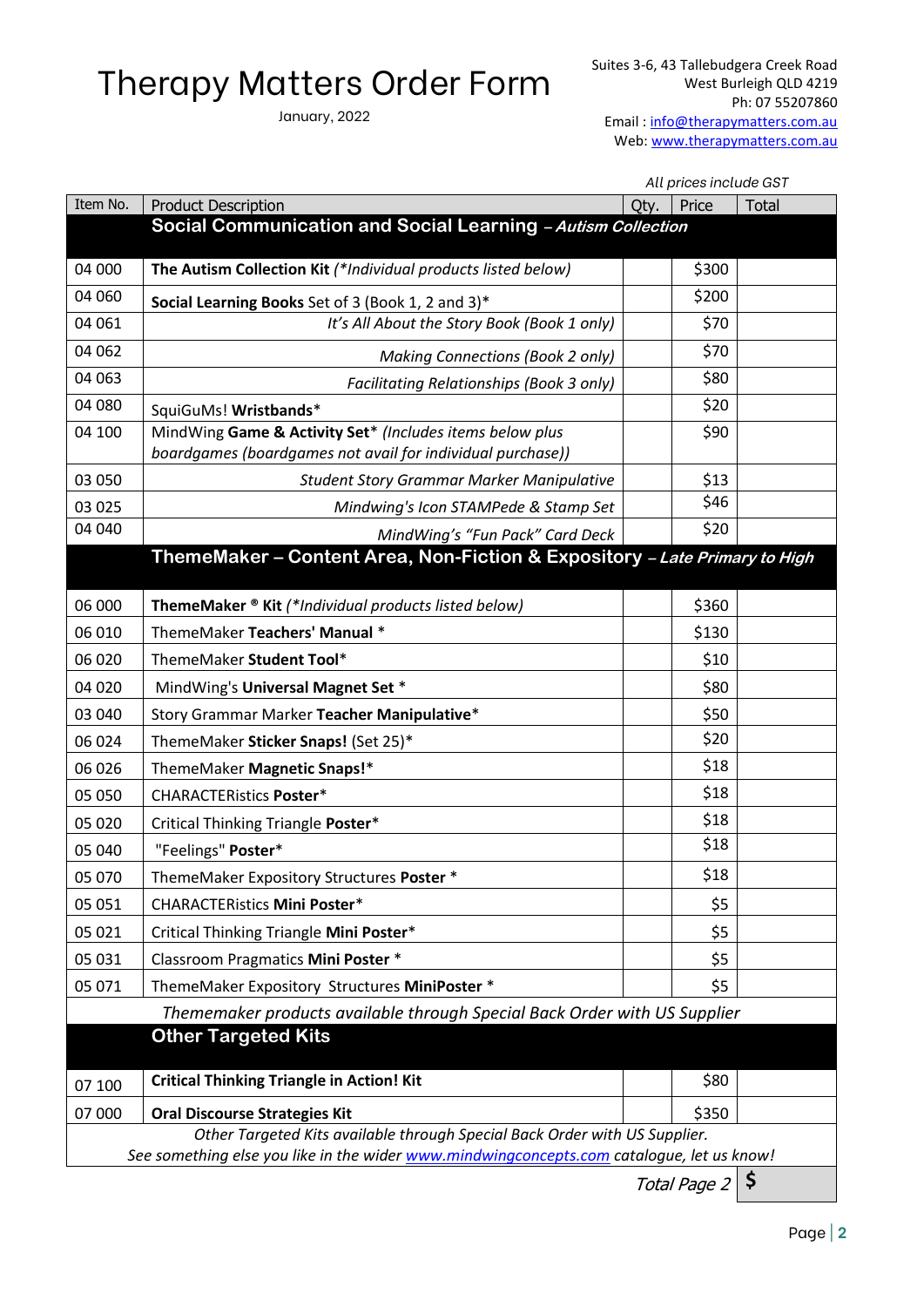# Therapy Matters Order Form

January, 2022

Suites 3-6, 43 Tallebudgera Creek Road
West Burleigh QLD 4219
Ph: 07 55207860
Email : info@therapymatters.com.au
Web: www.therapymatters.com.au

*All prices include GST*

| Item No. | Product Description | Qty. | Price | Total |
|---|---|---|---|---|
| | **Social Communication and Social Learning** – ***Autism Collection*** | | | |
| 04 000 | **The Autism Collection Kit** *(\*Individual products listed below)* | | $300 | |
| 04 060 | **Social Learning Books** Set of 3 (Book 1, 2 and 3)* | | $200 | |
| 04 061 | *It's All About the Story Book (Book 1 only)* | | $70 | |
| 04 062 | *Making Connections (Book 2 only)* | | $70 | |
| 04 063 | *Facilitating Relationships (Book 3 only)* | | $80 | |
| 04 080 | SquiGuMs! **Wristbands*** | | $20 | |
| 04 100 | MindWing **Game & Activity Set*** *(Includes items below plus boardgames (boardgames not avail for individual purchase))* | | $90 | |
| 03 050 | *Student Story Grammar Marker Manipulative* | | $13 | |
| 03 025 | *Mindwing's Icon STAMPede & Stamp Set* | | $46 | |
| 04 040 | *MindWing's "Fun Pack" Card Deck* | | $20 | |
| | **ThemeMaker – Content Area, Non-Fiction & Expository** – ***Late Primary to High*** | | | |
| 06 000 | **ThemeMaker ® Kit** *(\*Individual products listed below)* | | $360 | |
| 06 010 | ThemeMaker **Teachers' Manual** * | | $130 | |
| 06 020 | ThemeMaker **Student Tool*** | | $10 | |
| 04 020 | MindWing's **Universal Magnet Set** * | | $80 | |
| 03 040 | Story Grammar Marker **Teacher Manipulative*** | | $50 | |
| 06 024 | ThemeMaker **Sticker Snaps!** (Set 25)* | | $20 | |
| 06 026 | ThemeMaker **Magnetic Snaps!*** | | $18 | |
| 05 050 | CHARACTERistics **Poster*** | | $18 | |
| 05 020 | Critical Thinking Triangle **Poster*** | | $18 | |
| 05 040 | "Feelings" **Poster*** | | $18 | |
| 05 070 | ThemeMaker Expository Structures **Poster** * | | $18 | |
| 05 051 | CHARACTERistics **Mini Poster*** | | $5 | |
| 05 021 | Critical Thinking Triangle **Mini Poster*** | | $5 | |
| 05 031 | Classroom Pragmatics **Mini Poster** * | | $5 | |
| 05 071 | ThemeMaker Expository Structures **MiniPoster** * | | $5 | |
| | *Thememaker products available through Special Back Order with US Supplier* | | | |
| | **Other Targeted Kits** | | | |
| 07 100 | **Critical Thinking Triangle in Action! Kit** | | $80 | |
| 07 000 | **Oral Discourse Strategies Kit** | | $350 | |
| | *Other Targeted Kits available through Special Back Order with US Supplier. See something else you like in the wider www.mindwingconcepts.com catalogue, let us know!* | | | |
| | | | *Total Page 2* | $ |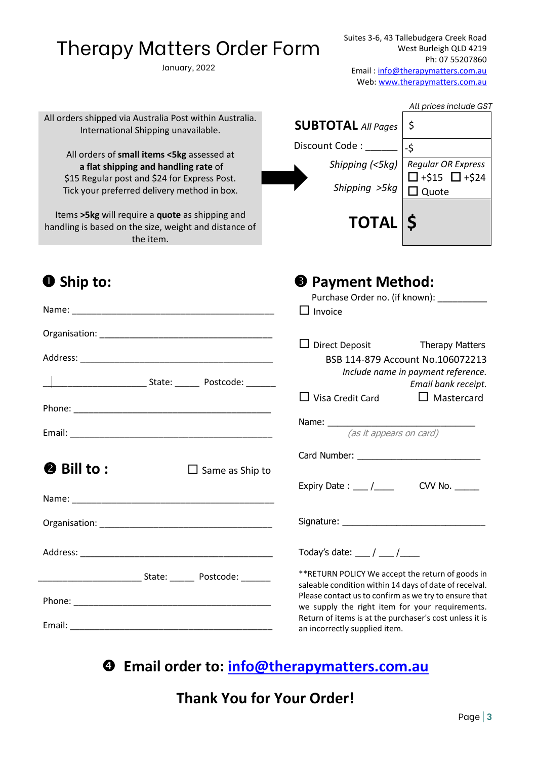# Therapy Matters Order Form

January, 2022

Suites 3-6, 43 Tallebudgera Creek Road
West Burleigh QLD 4219
Ph: 07 55207860
Email : info@therapymatters.com.au
Web: www.therapymatters.com.au

All orders shipped via Australia Post within Australia. International Shipping unavailable.

All orders of **small items <5kg** assessed at **a flat shipping and handling rate** of $15 Regular post and $24 for Express Post. Tick your preferred delivery method in box.

Items **>5kg** will require a **quote** as shipping and handling is based on the size, weight and distance of the item.

*All prices include GST*

| | |
|---|---|
| **SUBTOTAL** *All Pages* | $ |
| Discount Code : ______ | -$ |
| *Shipping (<5kg)* | *Regular OR Express* ☐ +$15 ☐ +$24 |
| *Shipping >5kg* | ☐ Quote |
| **TOTAL** | **$** |

## ❶ Ship to:

Name: ____________________________________________

Organisation: ______________________________________

Address: __________________________________________

______________________ State: _____ Postcode: ______

Phone: ____________________________________________

Email: _____________________________________________

## ❷ Bill to :

☐ Same as Ship to

Name: ____________________________________________

Organisation: ______________________________________

Address: __________________________________________

______________________ State: _____ Postcode: ______

Phone: ____________________________________________

Email: _____________________________________________

## ❸ Payment Method:

Purchase Order no. (if known): __________

☐ Invoice

☐ Direct Deposit Therapy Matters
BSB 114-879 Account No.106072213
*Include name in payment reference.*
*Email bank receipt.*

☐ Visa Credit Card ☐ Mastercard

Name: ______________________________
*(as it appears on card)*

Card Number: _________________________

Expiry Date : ___ /____ CVV No. _____

Signature: _____________________________

Today's date: ___ / ___ /____

**RETURN POLICY We accept the return of goods in saleable condition within 14 days of date of receival. Please contact us to confirm as we try to ensure that we supply the right item for your requirements. Return of items is at the purchaser's cost unless it is an incorrectly supplied item.

## ❹ Email order to: info@therapymatters.com.au

**Thank You for Your Order!**